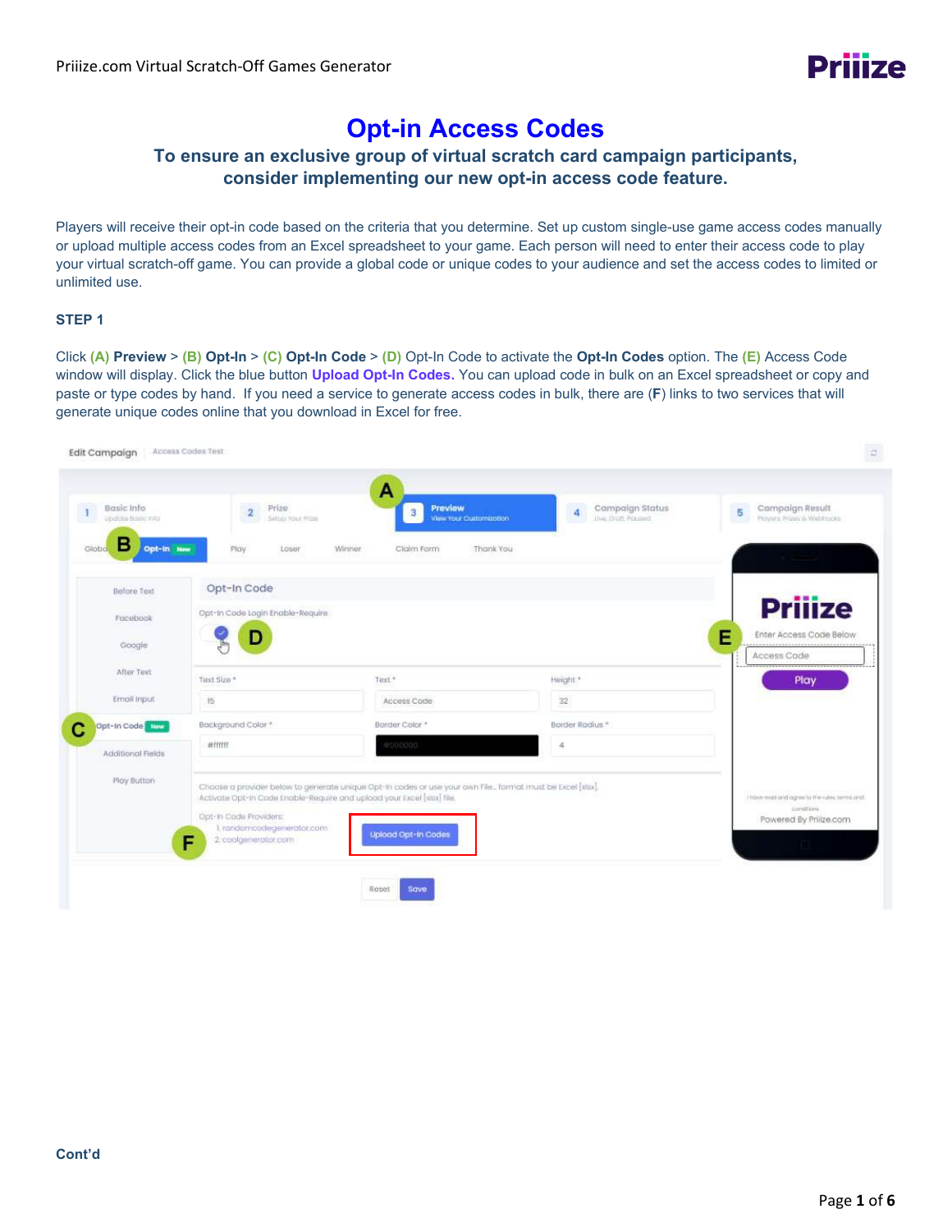# Opt-in Access Codes

## To ensure an exclusive group of virtual scratch card campaign participants, consider implementing our new opt-in access code feature.

Players will receive their opt-in code based on the criteria that you determine. Set up custom single-use game access codes manually or upload multiple access codes from an Excel spreadsheet to your game. Each person will need to enter their access code to play your virtual scratch-off game. You can provide a global code or unique codes to your audience and set the access codes to limited or unlimited use.

**STEP 1**

Click **(A) Preview** > **(B) Opt-In** > **(C) Opt-In Code** > **(D)** Opt-In Code to activate the **Opt-In Codes** option. The **(E)** Access Code window will display. Click the blue button **Upload Opt-In Codes.** You can upload code in bulk on an Excel spreadsheet or copy and paste or type codes by hand. If you need a service to generate access codes in bulk, there are (**F**) links to two services that will generate unique codes online that you download in Excel for free.

**Cont'd**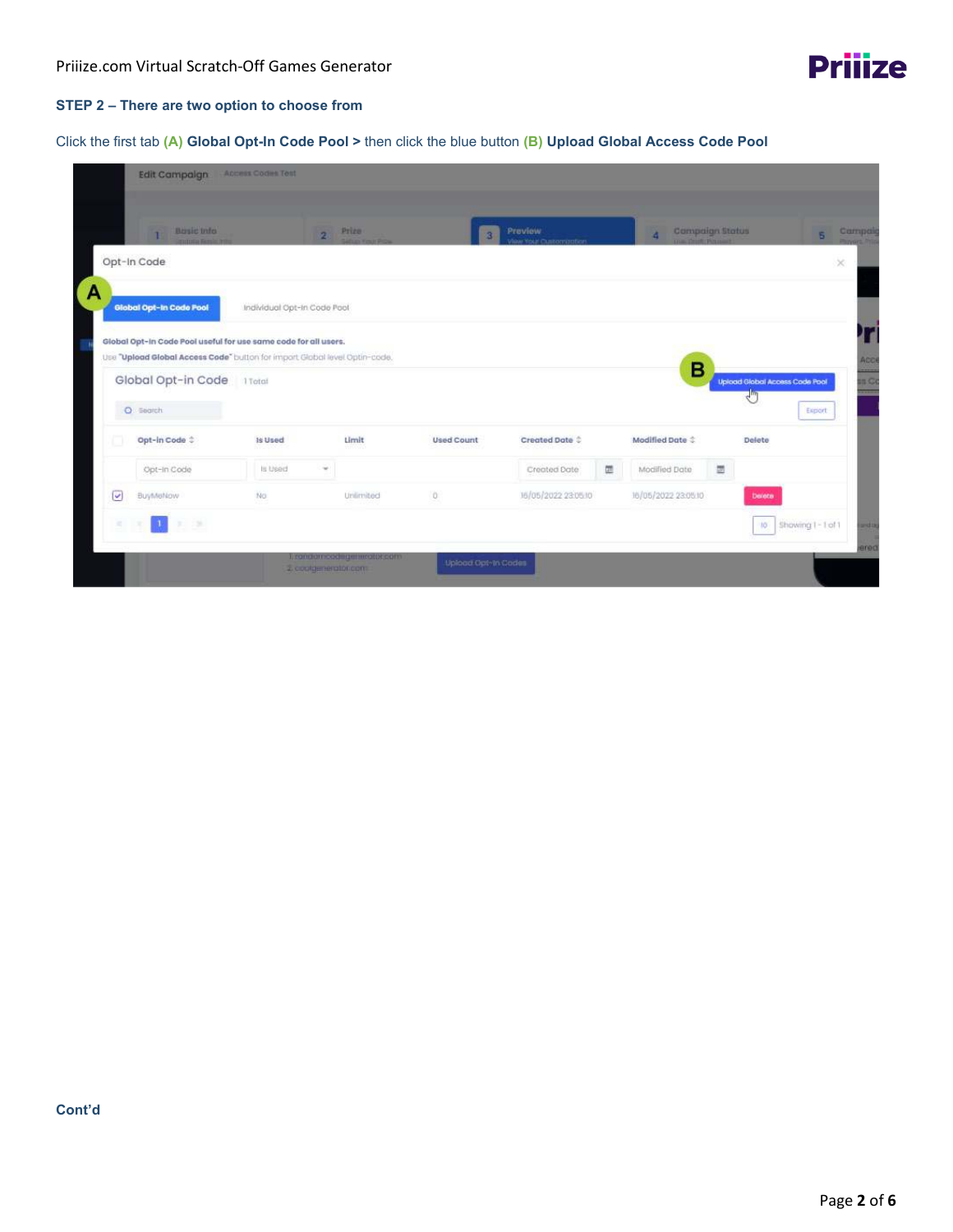**STEP 2 – There are two option to choose from**

Click the first tab **(A) Global Opt-In Code Pool >** then click the blue button **(B) Upload Global Access Code Pool**

**Cont'd**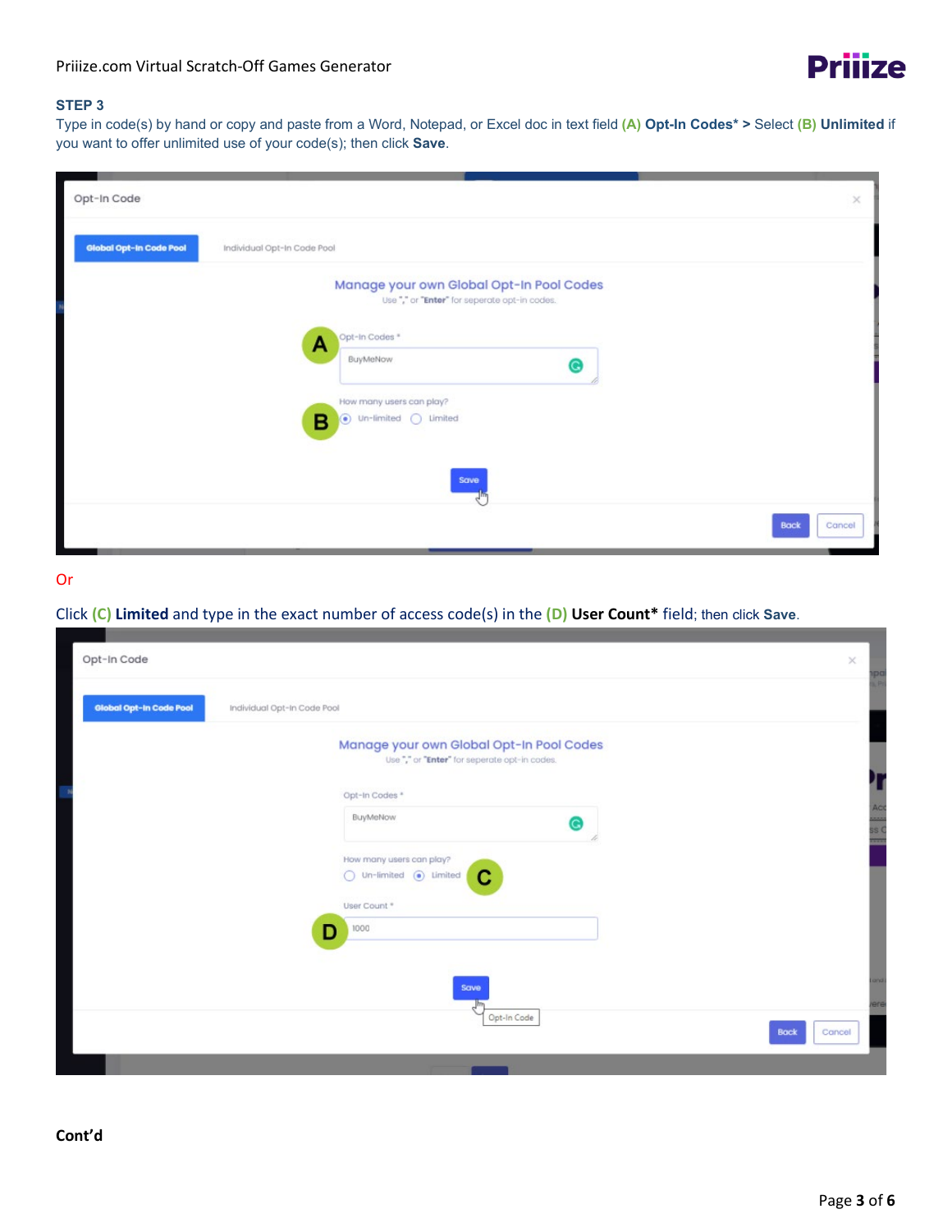### STEP 3

Type in code(s) by hand or copy and paste from a Word, Notepad, or Excel doc in text field **(A) Opt-In Codes* >** Select **(B) Unlimited** if you want to offer unlimited use of your code(s); then click **Save**.

Or

Click **(C) Limited** and type in the exact number of access code(s) in the **(D) User Count*** field; then click **Save**.

**Cont'd**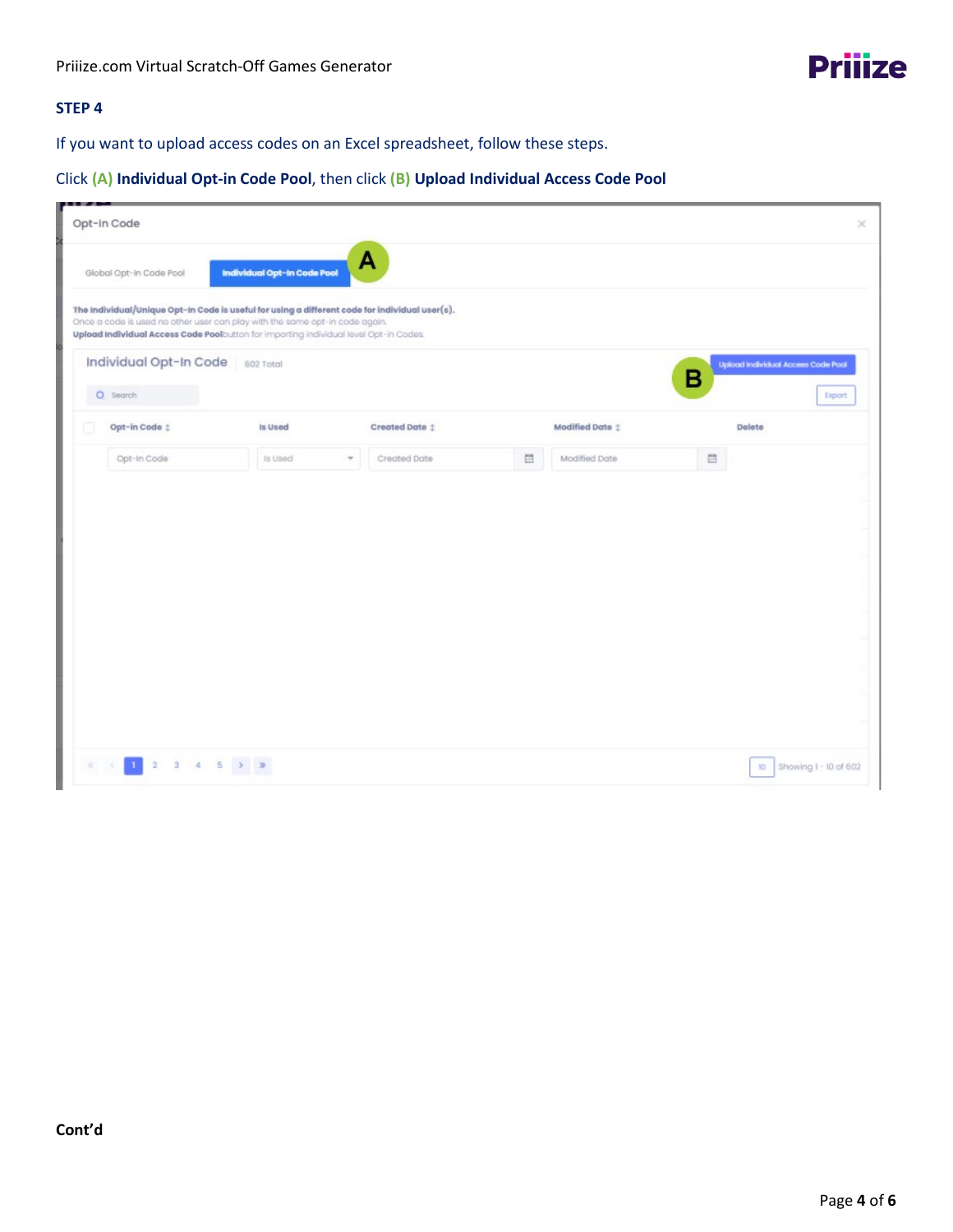## STEP 4

If you want to upload access codes on an Excel spreadsheet, follow these steps.

Click **(A) Individual Opt-in Code Pool**, then click **(B) Upload Individual Access Code Pool**

**Cont'd**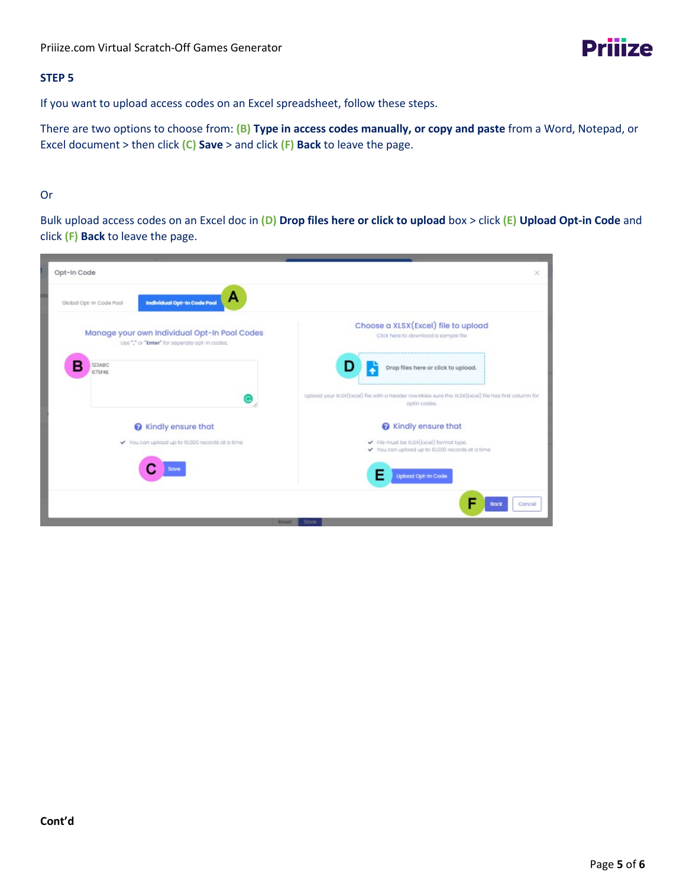### STEP 5

If you want to upload access codes on an Excel spreadsheet, follow these steps.

There are two options to choose from: **(B) Type in access codes manually, or copy and paste** from a Word, Notepad, or Excel document > then click **(C) Save** > and click **(F) Back** to leave the page.

Or

Bulk upload access codes on an Excel doc in **(D) Drop files here or click to upload** box > click **(E) Upload Opt-in Code** and click **(F) Back** to leave the page.

**Cont'd**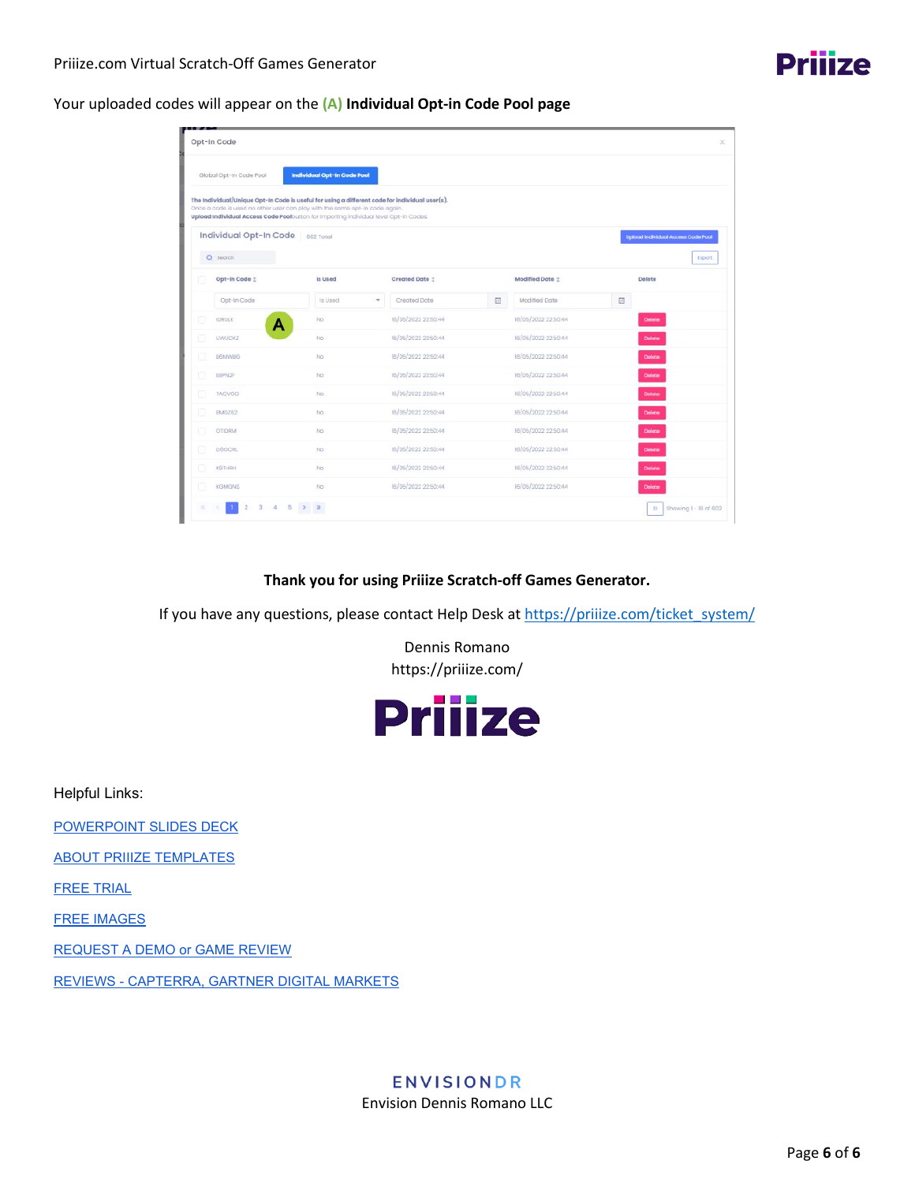Your uploaded codes will appear on the **(A) Individual Opt-in Code Pool page**

**Thank you for using Priiize Scratch-off Games Generator.**

If you have any questions, please contact Help Desk at https://priiize.com/ticket_system/

Dennis Romano
https://priiize.com/

Helpful Links:

POWERPOINT SLIDES DECK

ABOUT PRIIIZE TEMPLATES

FREE TRIAL

FREE IMAGES

REQUEST A DEMO or GAME REVIEW

REVIEWS - CAPTERRA, GARTNER DIGITAL MARKETS

ENVISIONDR
Envision Dennis Romano LLC